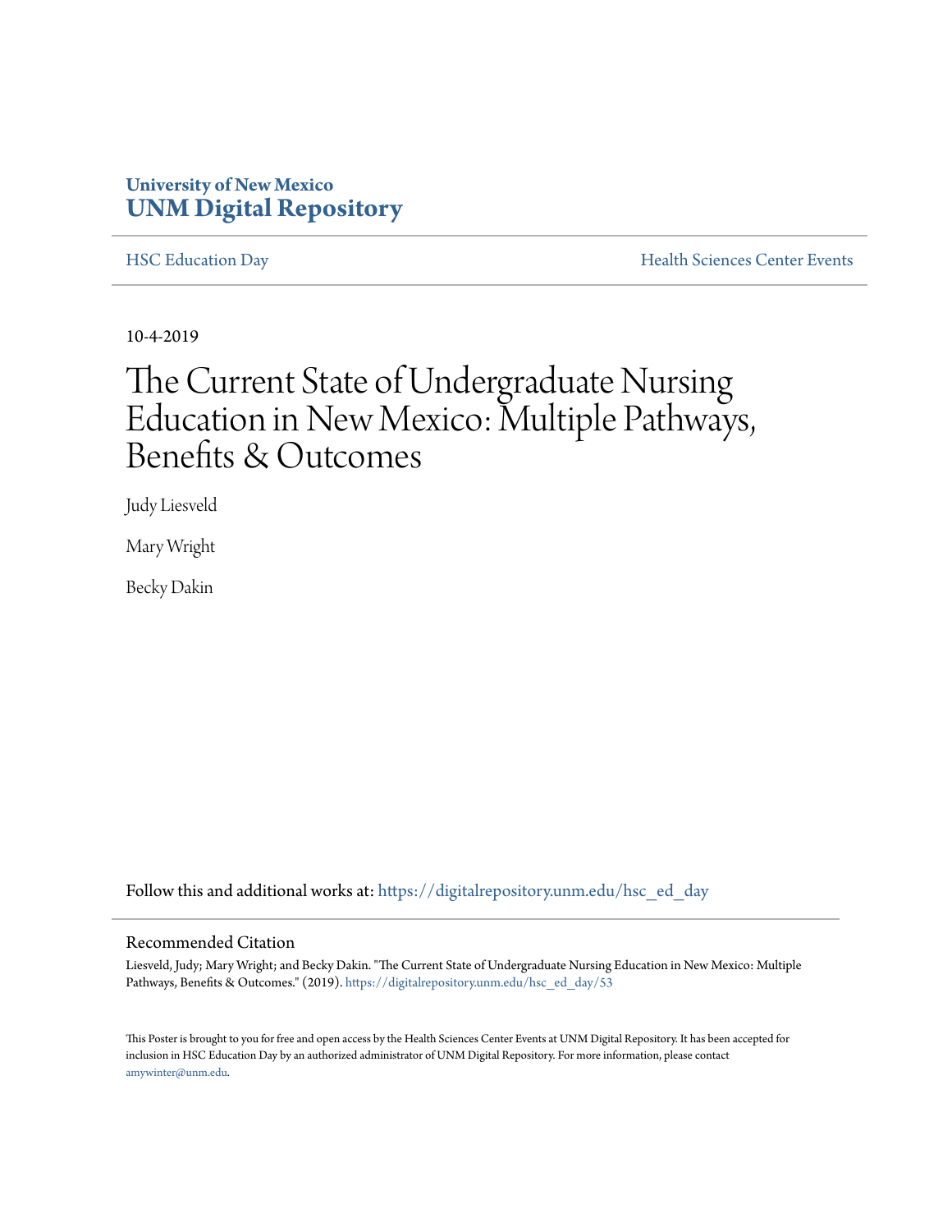University of New Mexico
**UNM Digital Repository**

HSC Education Day | Health Sciences Center Events

10-4-2019

# The Current State of Undergraduate Nursing Education in New Mexico: Multiple Pathways, Benefits & Outcomes

Judy Liesveld

Mary Wright

Becky Dakin

Follow this and additional works at: https://digitalrepository.unm.edu/hsc_ed_day

## Recommended Citation

Liesveld, Judy; Mary Wright; and Becky Dakin. "The Current State of Undergraduate Nursing Education in New Mexico: Multiple Pathways, Benefits & Outcomes." (2019). https://digitalrepository.unm.edu/hsc_ed_day/53

This Poster is brought to you for free and open access by the Health Sciences Center Events at UNM Digital Repository. It has been accepted for inclusion in HSC Education Day by an authorized administrator of UNM Digital Repository. For more information, please contact amywinter@unm.edu.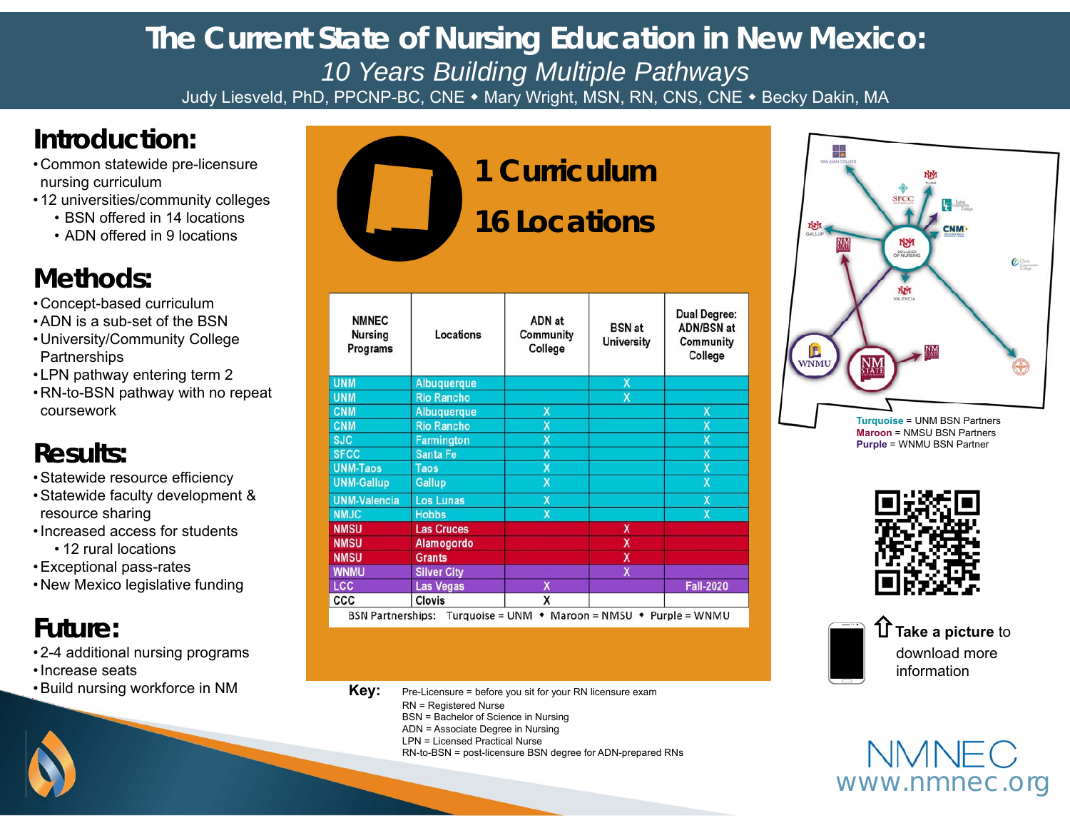# The Current State of Nursing Education in New Mexico:

*10 Years Building Multiple Pathways*

Judy Liesveld, PhD, PPCNP-BC, CNE ◆ Mary Wright, MSN, RN, CNS, CNE ◆ Becky Dakin, MA

## Introduction:

- Common statewide pre-licensure nursing curriculum
- 12 universities/community colleges
  - BSN offered in 14 locations
  - ADN offered in 9 locations

## Methods:

- Concept-based curriculum
- ADN is a sub-set of the BSN
- University/Community College Partnerships
- LPN pathway entering term 2
- RN-to-BSN pathway with no repeat coursework

## Results:

- Statewide resource efficiency
- Statewide faculty development & resource sharing
- Increased access for students
  - 12 rural locations
- Exceptional pass-rates
- New Mexico legislative funding

## Future:

- 2-4 additional nursing programs
- Increase seats
- Build nursing workforce in NM

## 1 Curriculum

## 16 Locations

| NMNEC Nursing Programs | Locations | ADN at Community College | BSN at University | Dual Degree: ADN/BSN at Community College |
|---|---|---|---|---|
| UNM | Albuquerque | | X | |
| UNM | Rio Rancho | | X | |
| CNM | Albuquerque | X | | X |
| CNM | Rio Rancho | X | | X |
| SJC | Farmington | X | | X |
| SFCC | Santa Fe | X | | X |
| UNM-Taos | Taos | X | | X |
| UNM-Gallup | Gallup | X | | X |
| UNM-Valencia | Los Lunas | X | | X |
| NMJC | Hobbs | X | | X |
| NMSU | Las Cruces | | X | |
| NMSU | Alamogordo | | X | |
| NMSU | Grants | | X | |
| WNMU | Silver City | | X | |
| LCC | Las Vegas | X | | Fall-2020 |
| CCC | Clovis | X | | |

BSN Partnerships: Turquoise = UNM ◆ Maroon = NMSU ◆ Purple = WNMU

**Key:**

Pre-Licensure = before you sit for your RN licensure exam
RN = Registered Nurse
BSN = Bachelor of Science in Nursing
ADN = Associate Degree in Nursing
LPN = Licensed Practical Nurse
RN-to-BSN = post-licensure BSN degree for ADN-prepared RNs

**Turquoise** = UNM BSN Partners
**Maroon** = NMSU BSN Partners
**Purple** = WNMU BSN Partner

**Take a picture** to download more information

NMNEC
www.nmnec.org